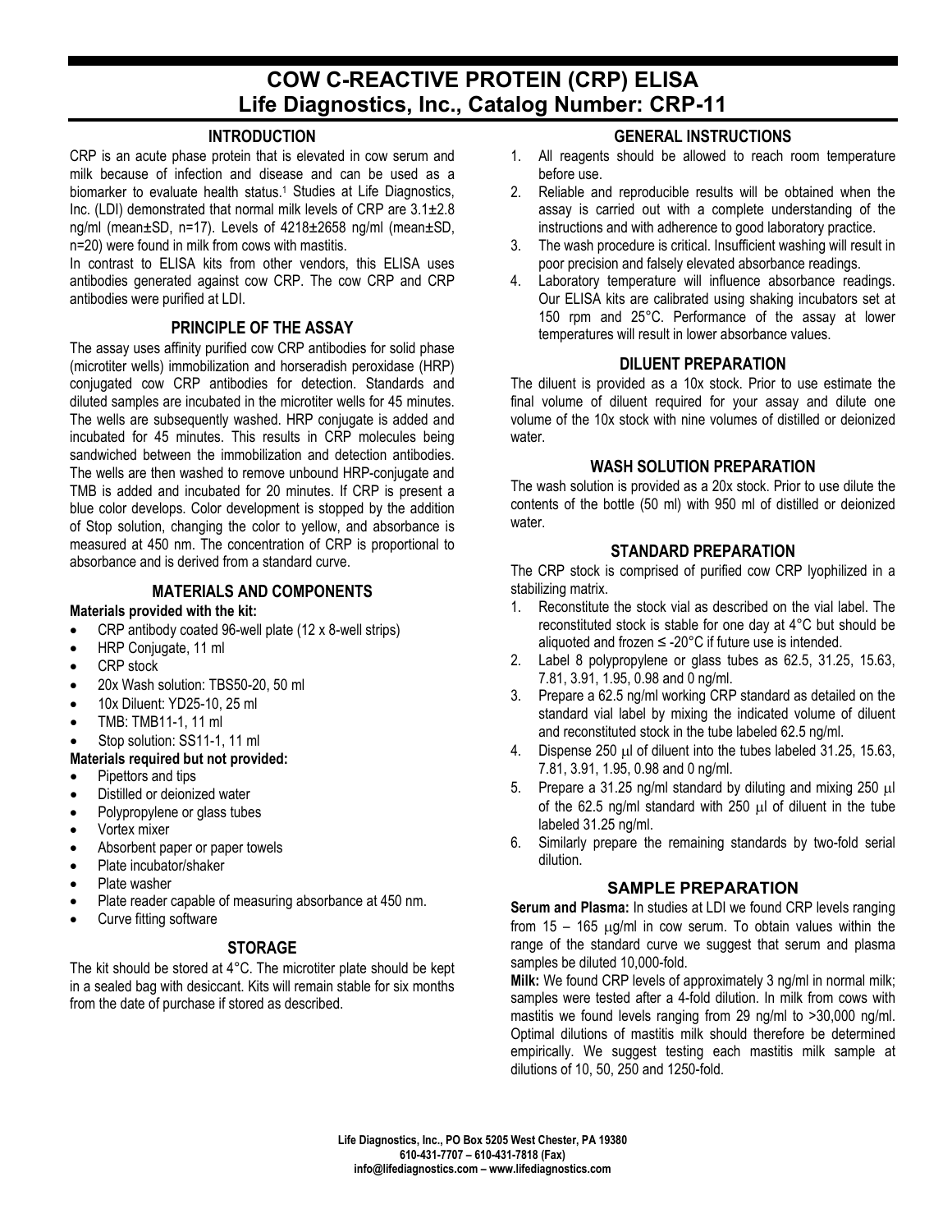# COW C-REACTIVE PROTEIN (CRP) ELISA
# Life Diagnostics, Inc., Catalog Number: CRP-11

## INTRODUCTION

CRP is an acute phase protein that is elevated in cow serum and milk because of infection and disease and can be used as a biomarker to evaluate health status.[1] Studies at Life Diagnostics, Inc. (LDI) demonstrated that normal milk levels of CRP are 3.1±2.8 ng/ml (mean±SD, n=17). Levels of 4218±2658 ng/ml (mean±SD, n=20) were found in milk from cows with mastitis.

In contrast to ELISA kits from other vendors, this ELISA uses antibodies generated against cow CRP. The cow CRP and CRP antibodies were purified at LDI.

## PRINCIPLE OF THE ASSAY

The assay uses affinity purified cow CRP antibodies for solid phase (microtiter wells) immobilization and horseradish peroxidase (HRP) conjugated cow CRP antibodies for detection. Standards and diluted samples are incubated in the microtiter wells for 45 minutes. The wells are subsequently washed. HRP conjugate is added and incubated for 45 minutes. This results in CRP molecules being sandwiched between the immobilization and detection antibodies. The wells are then washed to remove unbound HRP-conjugate and TMB is added and incubated for 20 minutes. If CRP is present a blue color develops. Color development is stopped by the addition of Stop solution, changing the color to yellow, and absorbance is measured at 450 nm. The concentration of CRP is proportional to absorbance and is derived from a standard curve.

## MATERIALS AND COMPONENTS

**Materials provided with the kit:**

- CRP antibody coated 96-well plate (12 x 8-well strips)
- HRP Conjugate, 11 ml
- CRP stock
- 20x Wash solution: TBS50-20, 50 ml
- 10x Diluent: YD25-10, 25 ml
- TMB: TMB11-1, 11 ml
- Stop solution: SS11-1, 11 ml

**Materials required but not provided:**

- Pipettors and tips
- Distilled or deionized water
- Polypropylene or glass tubes
- Vortex mixer
- Absorbent paper or paper towels
- Plate incubator/shaker
- Plate washer
- Plate reader capable of measuring absorbance at 450 nm.
- Curve fitting software

## STORAGE

The kit should be stored at 4°C. The microtiter plate should be kept in a sealed bag with desiccant. Kits will remain stable for six months from the date of purchase if stored as described.

## GENERAL INSTRUCTIONS

1. All reagents should be allowed to reach room temperature before use.
2. Reliable and reproducible results will be obtained when the assay is carried out with a complete understanding of the instructions and with adherence to good laboratory practice.
3. The wash procedure is critical. Insufficient washing will result in poor precision and falsely elevated absorbance readings.
4. Laboratory temperature will influence absorbance readings. Our ELISA kits are calibrated using shaking incubators set at 150 rpm and 25°C. Performance of the assay at lower temperatures will result in lower absorbance values.

## DILUENT PREPARATION

The diluent is provided as a 10x stock. Prior to use estimate the final volume of diluent required for your assay and dilute one volume of the 10x stock with nine volumes of distilled or deionized water.

## WASH SOLUTION PREPARATION

The wash solution is provided as a 20x stock. Prior to use dilute the contents of the bottle (50 ml) with 950 ml of distilled or deionized water.

## STANDARD PREPARATION

The CRP stock is comprised of purified cow CRP lyophilized in a stabilizing matrix.

1. Reconstitute the stock vial as described on the vial label. The reconstituted stock is stable for one day at 4°C but should be aliquoted and frozen ≤ -20°C if future use is intended.
2. Label 8 polypropylene or glass tubes as 62.5, 31.25, 15.63, 7.81, 3.91, 1.95, 0.98 and 0 ng/ml.
3. Prepare a 62.5 ng/ml working CRP standard as detailed on the standard vial label by mixing the indicated volume of diluent and reconstituted stock in the tube labeled 62.5 ng/ml.
4. Dispense 250 μl of diluent into the tubes labeled 31.25, 15.63, 7.81, 3.91, 1.95, 0.98 and 0 ng/ml.
5. Prepare a 31.25 ng/ml standard by diluting and mixing 250 μl of the 62.5 ng/ml standard with 250 μl of diluent in the tube labeled 31.25 ng/ml.
6. Similarly prepare the remaining standards by two-fold serial dilution.

## SAMPLE PREPARATION

**Serum and Plasma:** In studies at LDI we found CRP levels ranging from 15 – 165 μg/ml in cow serum. To obtain values within the range of the standard curve we suggest that serum and plasma samples be diluted 10,000-fold.

**Milk:** We found CRP levels of approximately 3 ng/ml in normal milk; samples were tested after a 4-fold dilution. In milk from cows with mastitis we found levels ranging from 29 ng/ml to >30,000 ng/ml. Optimal dilutions of mastitis milk should therefore be determined empirically. We suggest testing each mastitis milk sample at dilutions of 10, 50, 250 and 1250-fold.

Life Diagnostics, Inc., PO Box 5205 West Chester, PA 19380
610-431-7707 – 610-431-7818 (Fax)
info@lifediagnostics.com – www.lifediagnostics.com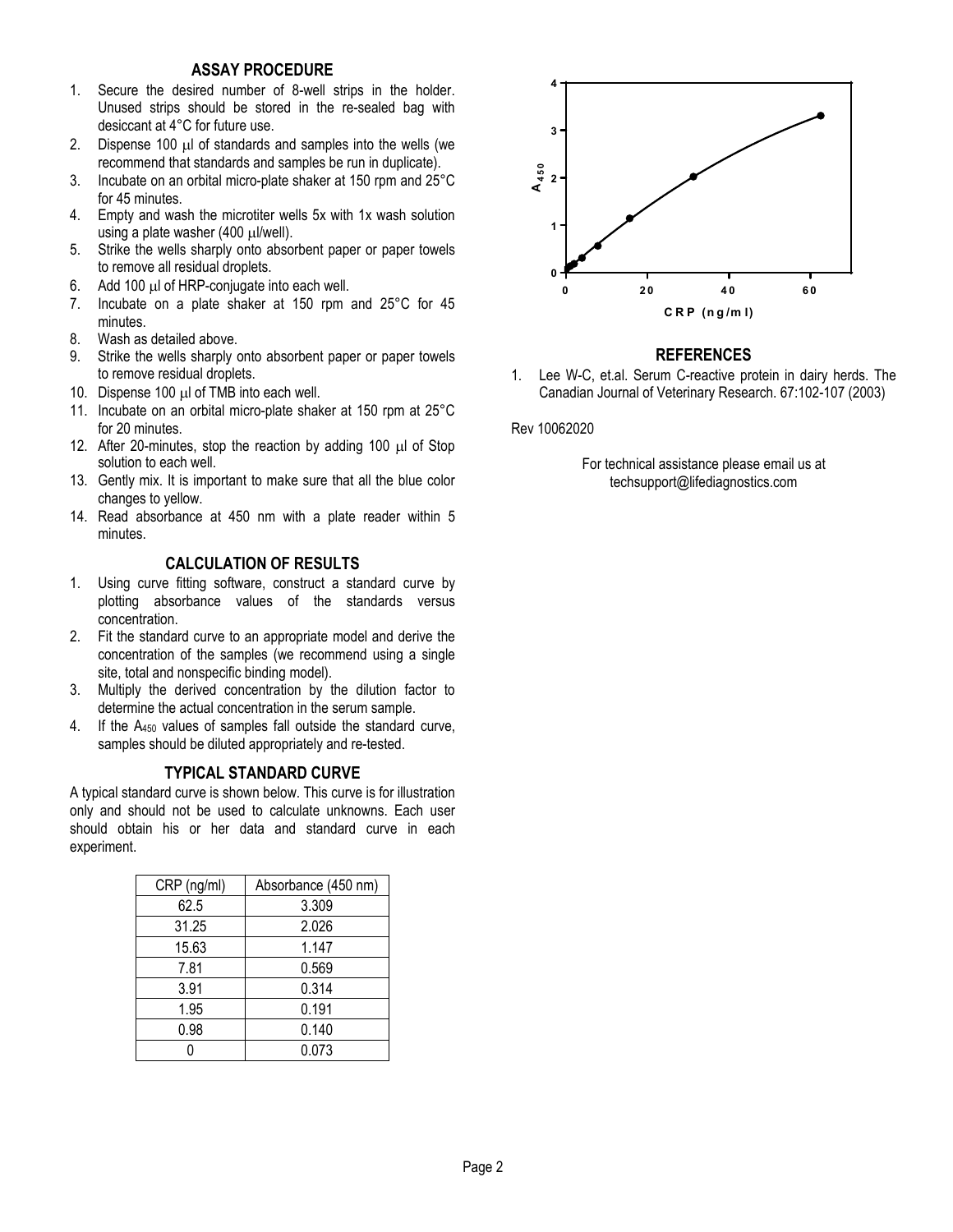## ASSAY PROCEDURE

1. Secure the desired number of 8-well strips in the holder. Unused strips should be stored in the re-sealed bag with desiccant at 4°C for future use.
2. Dispense 100 µl of standards and samples into the wells (we recommend that standards and samples be run in duplicate).
3. Incubate on an orbital micro-plate shaker at 150 rpm and 25°C for 45 minutes.
4. Empty and wash the microtiter wells 5x with 1x wash solution using a plate washer (400 µl/well).
5. Strike the wells sharply onto absorbent paper or paper towels to remove all residual droplets.
6. Add 100 µl of HRP-conjugate into each well.
7. Incubate on a plate shaker at 150 rpm and 25°C for 45 minutes.
8. Wash as detailed above.
9. Strike the wells sharply onto absorbent paper or paper towels to remove residual droplets.
10. Dispense 100 µl of TMB into each well.
11. Incubate on an orbital micro-plate shaker at 150 rpm at 25°C for 20 minutes.
12. After 20-minutes, stop the reaction by adding 100 µl of Stop solution to each well.
13. Gently mix. It is important to make sure that all the blue color changes to yellow.
14. Read absorbance at 450 nm with a plate reader within 5 minutes.

## CALCULATION OF RESULTS

1. Using curve fitting software, construct a standard curve by plotting absorbance values of the standards versus concentration.
2. Fit the standard curve to an appropriate model and derive the concentration of the samples (we recommend using a single site, total and nonspecific binding model).
3. Multiply the derived concentration by the dilution factor to determine the actual concentration in the serum sample.
4. If the $A_{450}$ values of samples fall outside the standard curve, samples should be diluted appropriately and re-tested.

## TYPICAL STANDARD CURVE

A typical standard curve is shown below. This curve is for illustration only and should not be used to calculate unknowns. Each user should obtain his or her data and standard curve in each experiment.

| CRP (ng/ml) | Absorbance (450 nm) |
|---|---|
| 62.5 | 3.309 |
| 31.25 | 2.026 |
| 15.63 | 1.147 |
| 7.81 | 0.569 |
| 3.91 | 0.314 |
| 1.95 | 0.191 |
| 0.98 | 0.140 |
| 0 | 0.073 |

$A_{450}$

4

3

2

1

0

0 20 40 60

CRP (ng/ml)

## REFERENCES

1. Lee W-C, et.al. Serum C-reactive protein in dairy herds. The Canadian Journal of Veterinary Research. 67:102-107 (2003)

Rev 10062020

For technical assistance please email us at techsupport@lifediagnostics.com